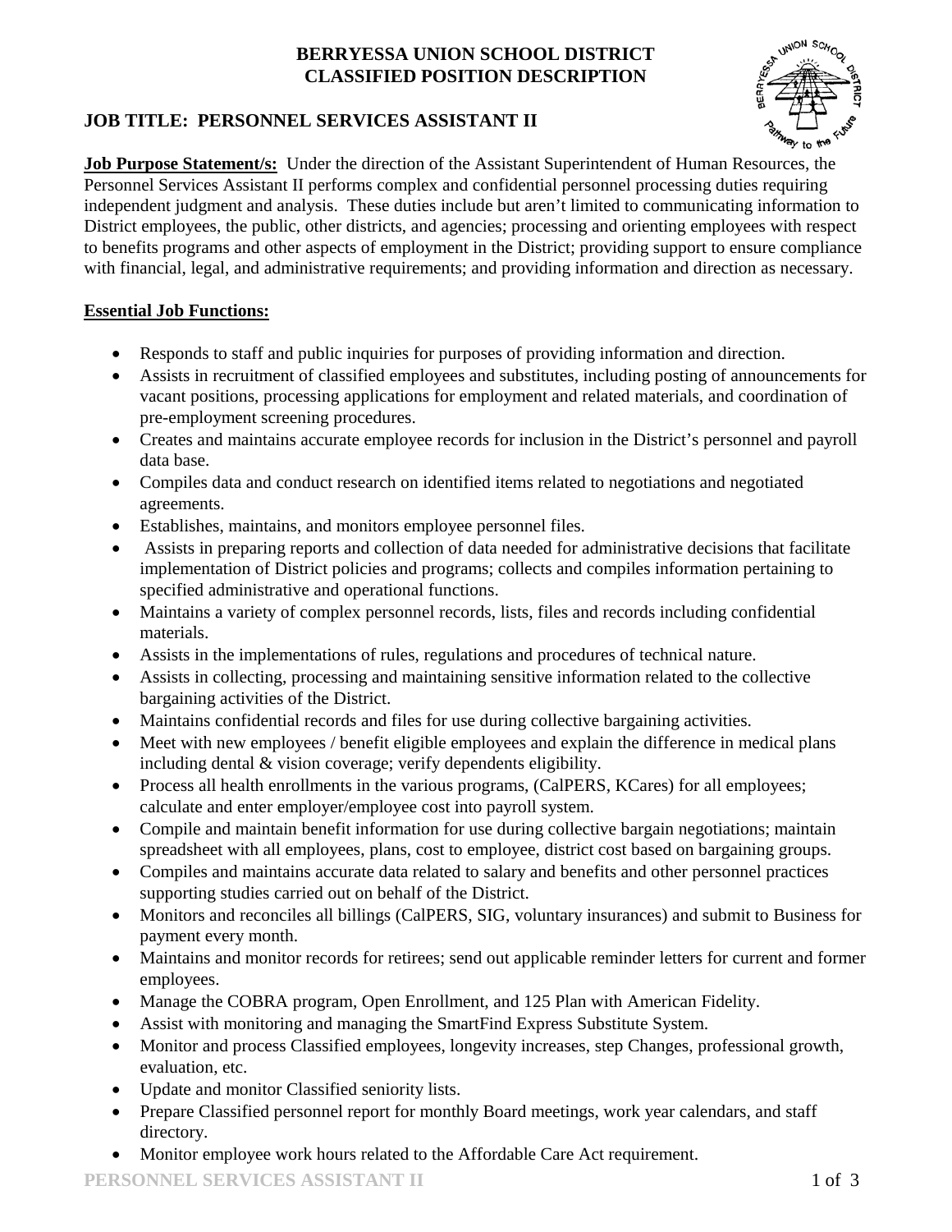# BERRYESSA UNION SCHOOL DISTRICT
# CLASSIFIED POSITION DESCRIPTION

## JOB TITLE: PERSONNEL SERVICES ASSISTANT II

**Job Purpose Statement/s:** Under the direction of the Assistant Superintendent of Human Resources, the Personnel Services Assistant II performs complex and confidential personnel processing duties requiring independent judgment and analysis. These duties include but aren't limited to communicating information to District employees, the public, other districts, and agencies; processing and orienting employees with respect to benefits programs and other aspects of employment in the District; providing support to ensure compliance with financial, legal, and administrative requirements; and providing information and direction as necessary.

**Essential Job Functions:**

- Responds to staff and public inquiries for purposes of providing information and direction.
- Assists in recruitment of classified employees and substitutes, including posting of announcements for vacant positions, processing applications for employment and related materials, and coordination of pre-employment screening procedures.
- Creates and maintains accurate employee records for inclusion in the District's personnel and payroll data base.
- Compiles data and conduct research on identified items related to negotiations and negotiated agreements.
- Establishes, maintains, and monitors employee personnel files.
- Assists in preparing reports and collection of data needed for administrative decisions that facilitate implementation of District policies and programs; collects and compiles information pertaining to specified administrative and operational functions.
- Maintains a variety of complex personnel records, lists, files and records including confidential materials.
- Assists in the implementations of rules, regulations and procedures of technical nature.
- Assists in collecting, processing and maintaining sensitive information related to the collective bargaining activities of the District.
- Maintains confidential records and files for use during collective bargaining activities.
- Meet with new employees / benefit eligible employees and explain the difference in medical plans including dental & vision coverage; verify dependents eligibility.
- Process all health enrollments in the various programs, (CalPERS, KCares) for all employees; calculate and enter employer/employee cost into payroll system.
- Compile and maintain benefit information for use during collective bargain negotiations; maintain spreadsheet with all employees, plans, cost to employee, district cost based on bargaining groups.
- Compiles and maintains accurate data related to salary and benefits and other personnel practices supporting studies carried out on behalf of the District.
- Monitors and reconciles all billings (CalPERS, SIG, voluntary insurances) and submit to Business for payment every month.
- Maintains and monitor records for retirees; send out applicable reminder letters for current and former employees.
- Manage the COBRA program, Open Enrollment, and 125 Plan with American Fidelity.
- Assist with monitoring and managing the SmartFind Express Substitute System.
- Monitor and process Classified employees, longevity increases, step Changes, professional growth, evaluation, etc.
- Update and monitor Classified seniority lists.
- Prepare Classified personnel report for monthly Board meetings, work year calendars, and staff directory.
- Monitor employee work hours related to the Affordable Care Act requirement.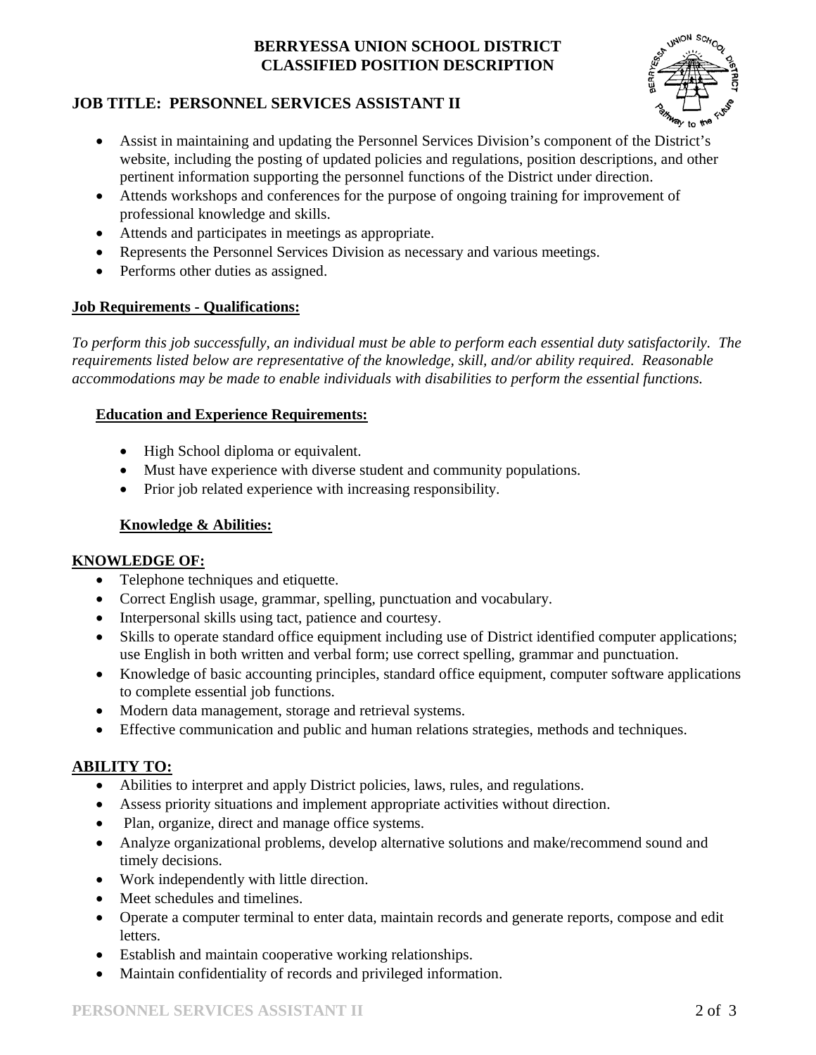**BERRYESSA UNION SCHOOL DISTRICT**
**CLASSIFIED POSITION DESCRIPTION**

## JOB TITLE: PERSONNEL SERVICES ASSISTANT II

- Assist in maintaining and updating the Personnel Services Division's component of the District's website, including the posting of updated policies and regulations, position descriptions, and other pertinent information supporting the personnel functions of the District under direction.
- Attends workshops and conferences for the purpose of ongoing training for improvement of professional knowledge and skills.
- Attends and participates in meetings as appropriate.
- Represents the Personnel Services Division as necessary and various meetings.
- Performs other duties as assigned.

### Job Requirements - Qualifications:

*To perform this job successfully, an individual must be able to perform each essential duty satisfactorily. The requirements listed below are representative of the knowledge, skill, and/or ability required. Reasonable accommodations may be made to enable individuals with disabilities to perform the essential functions.*

#### Education and Experience Requirements:

- High School diploma or equivalent.
- Must have experience with diverse student and community populations.
- Prior job related experience with increasing responsibility.

#### Knowledge & Abilities:

### KNOWLEDGE OF:

- Telephone techniques and etiquette.
- Correct English usage, grammar, spelling, punctuation and vocabulary.
- Interpersonal skills using tact, patience and courtesy.
- Skills to operate standard office equipment including use of District identified computer applications; use English in both written and verbal form; use correct spelling, grammar and punctuation.
- Knowledge of basic accounting principles, standard office equipment, computer software applications to complete essential job functions.
- Modern data management, storage and retrieval systems.
- Effective communication and public and human relations strategies, methods and techniques.

### ABILITY TO:

- Abilities to interpret and apply District policies, laws, rules, and regulations.
- Assess priority situations and implement appropriate activities without direction.
- Plan, organize, direct and manage office systems.
- Analyze organizational problems, develop alternative solutions and make/recommend sound and timely decisions.
- Work independently with little direction.
- Meet schedules and timelines.
- Operate a computer terminal to enter data, maintain records and generate reports, compose and edit letters.
- Establish and maintain cooperative working relationships.
- Maintain confidentiality of records and privileged information.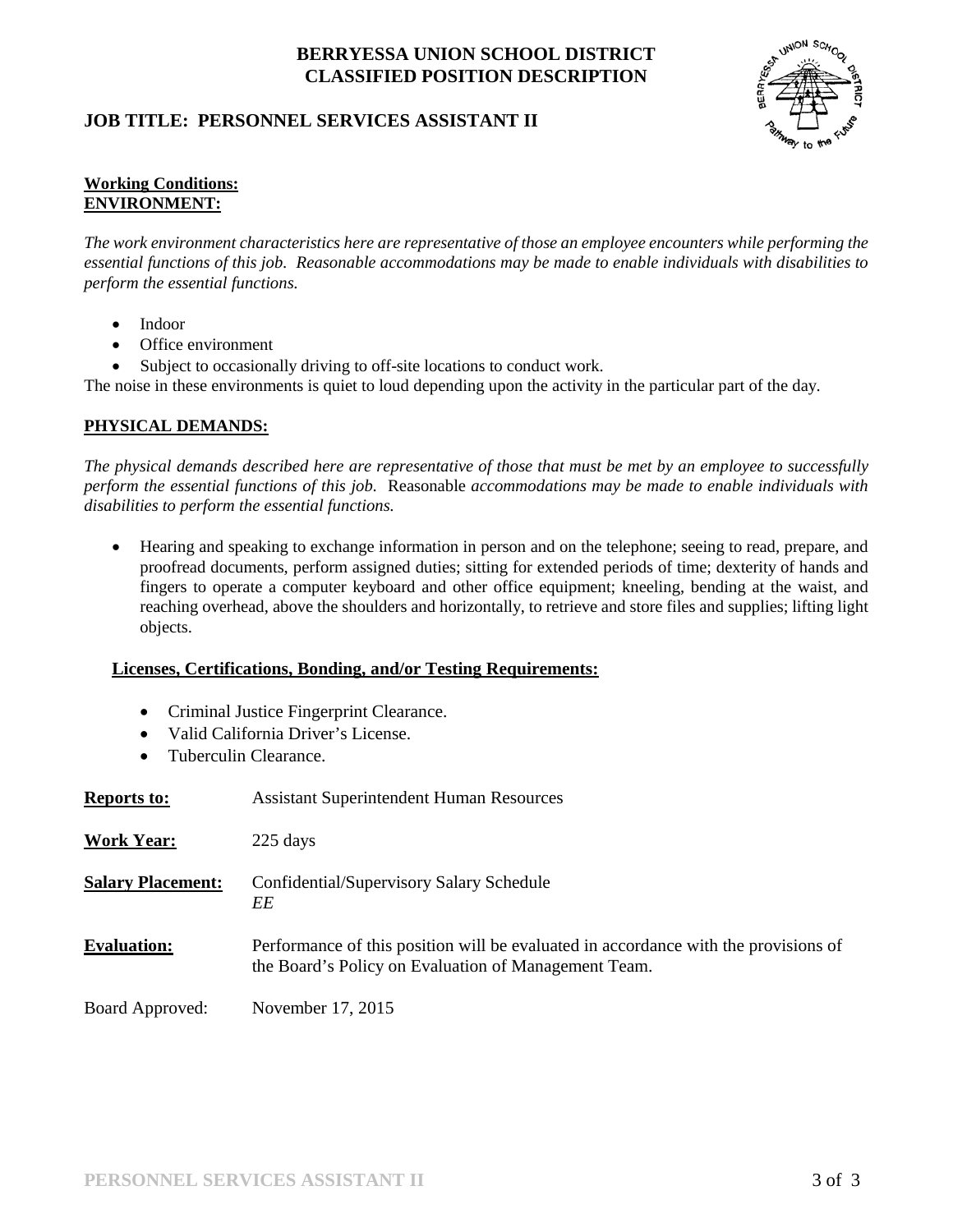# BERRYESSA UNION SCHOOL DISTRICT
# CLASSIFIED POSITION DESCRIPTION

## JOB TITLE: PERSONNEL SERVICES ASSISTANT II

**Working Conditions:**
**ENVIRONMENT:**

*The work environment characteristics here are representative of those an employee encounters while performing the essential functions of this job. Reasonable accommodations may be made to enable individuals with disabilities to perform the essential functions.*

- Indoor
- Office environment
- Subject to occasionally driving to off-site locations to conduct work.

The noise in these environments is quiet to loud depending upon the activity in the particular part of the day.

**PHYSICAL DEMANDS:**

*The physical demands described here are representative of those that must be met by an employee to successfully perform the essential functions of this job.* Reasonable *accommodations may be made to enable individuals with disabilities to perform the essential functions.*

- Hearing and speaking to exchange information in person and on the telephone; seeing to read, prepare, and proofread documents, perform assigned duties; sitting for extended periods of time; dexterity of hands and fingers to operate a computer keyboard and other office equipment; kneeling, bending at the waist, and reaching overhead, above the shoulders and horizontally, to retrieve and store files and supplies; lifting light objects.

**Licenses, Certifications, Bonding, and/or Testing Requirements:**

- Criminal Justice Fingerprint Clearance.
- Valid California Driver's License.
- Tuberculin Clearance.

**Reports to:** Assistant Superintendent Human Resources

**Work Year:** 225 days

**Salary Placement:** Confidential/Supervisory Salary Schedule
*EE*

**Evaluation:** Performance of this position will be evaluated in accordance with the provisions of the Board's Policy on Evaluation of Management Team.

Board Approved: November 17, 2015